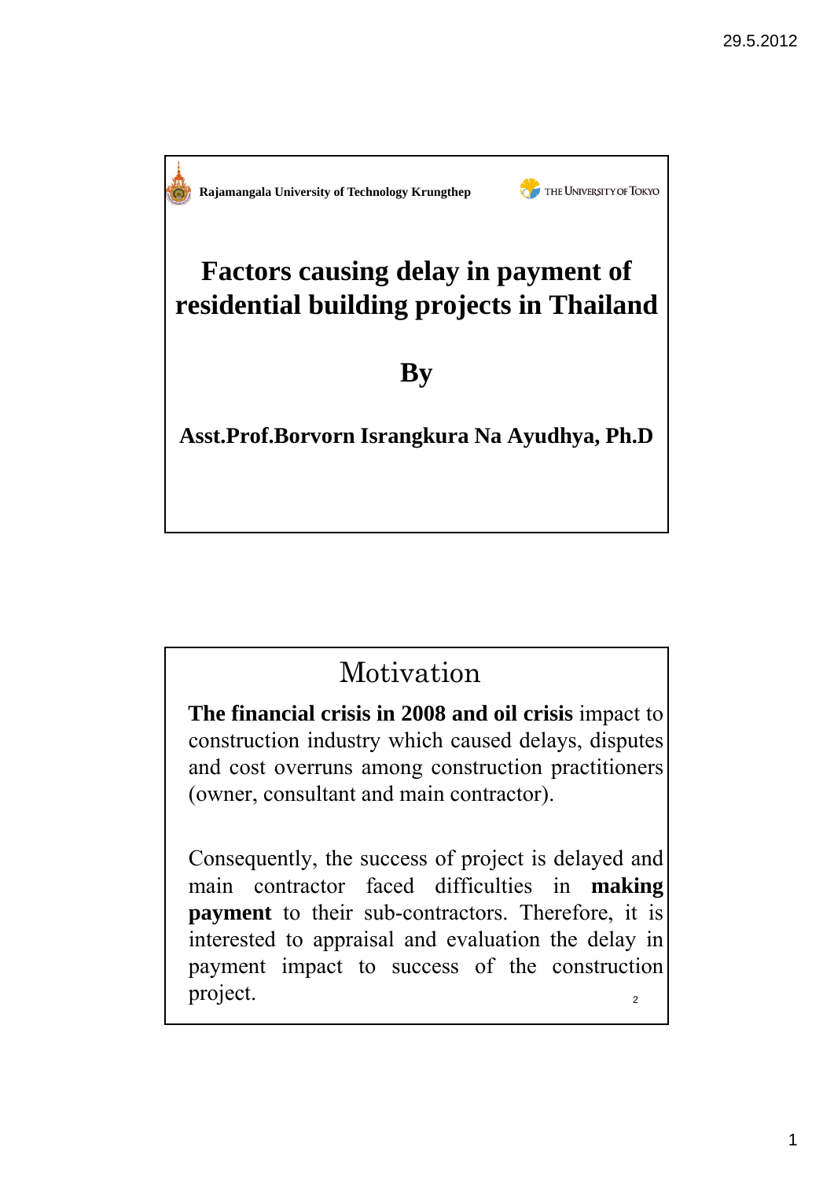Rajamangala University of Technology Krungthep

THE UNIVERSITY OF TOKYO

# Factors causing delay in payment of residential building projects in Thailand

**By**

**Asst.Prof.Borvorn Israngkura Na Ayudhya, Ph.D**

## Motivation

**The financial crisis in 2008 and oil crisis** impact to construction industry which caused delays, disputes and cost overruns among construction practitioners (owner, consultant and main contractor).

Consequently, the success of project is delayed and main contractor faced difficulties in **making payment** to their sub-contractors. Therefore, it is interested to appraisal and evaluation the delay in payment impact to success of the construction project.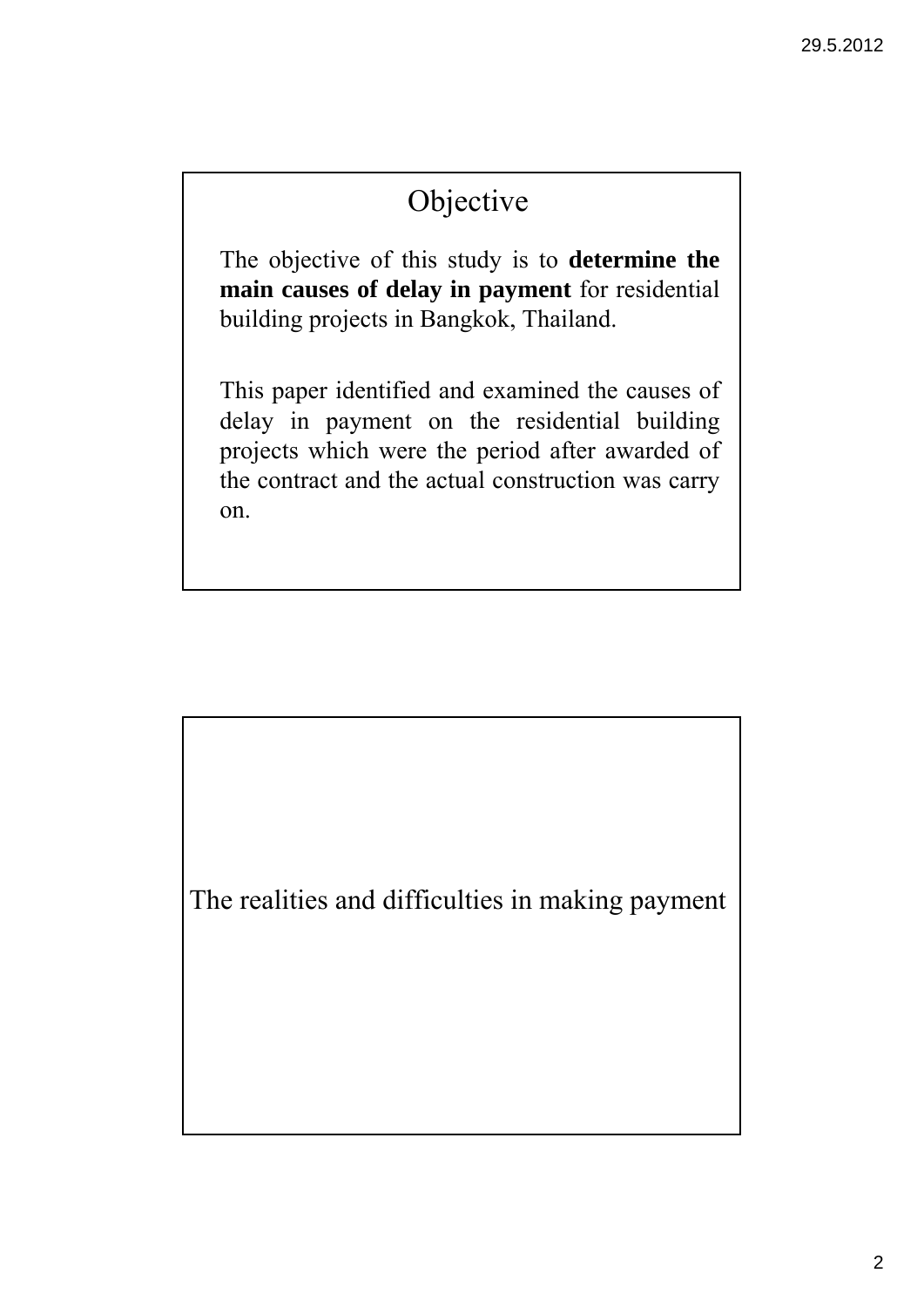## Objective

The objective of this study is to **determine the main causes of delay in payment** for residential building projects in Bangkok, Thailand.

This paper identified and examined the causes of delay in payment on the residential building projects which were the period after awarded of the contract and the actual construction was carry on.

## The realities and difficulties in making payment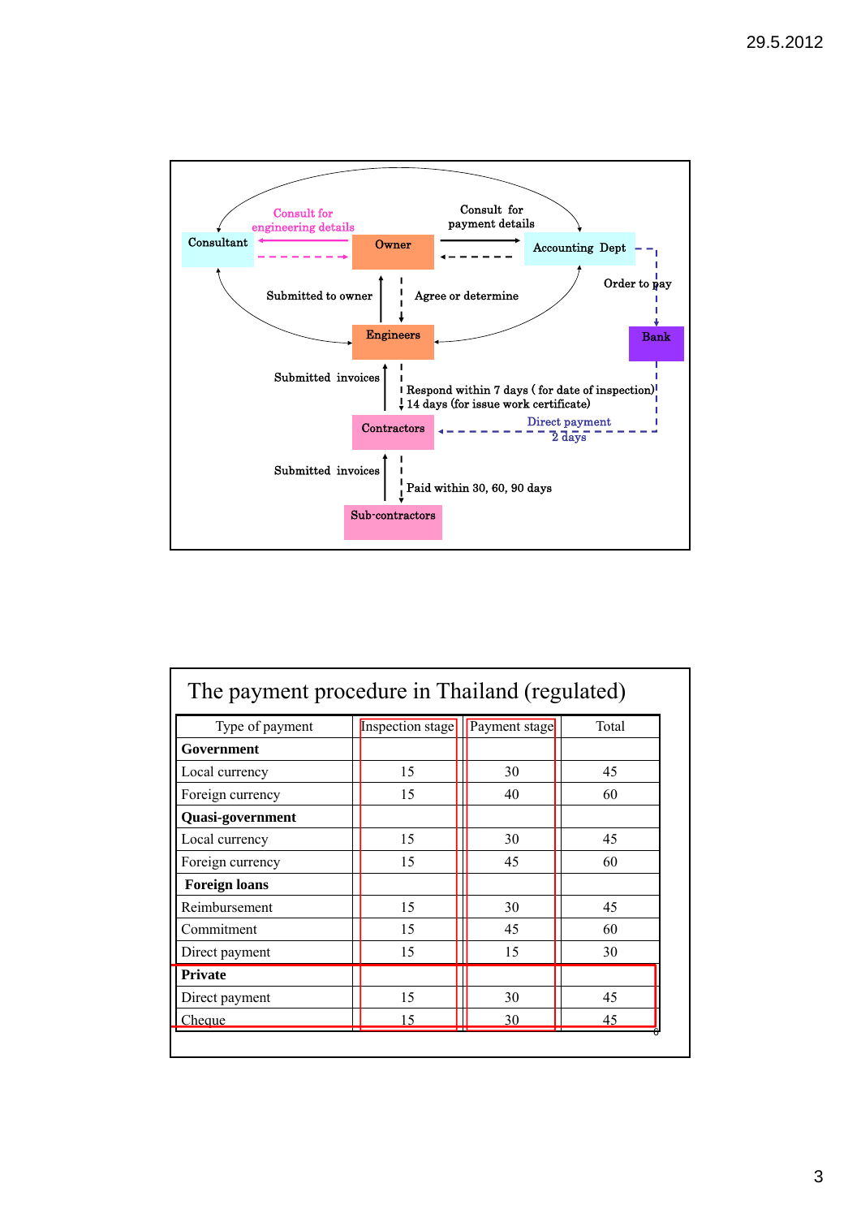Consult for engineering details

Consult for payment details

Consultant

Owner

Accounting Dept

Order to pay

Submitted to owner

Agree or determine

Engineers

Bank

Submitted invoices

Respond within 7 days ( for date of inspection)
14 days (for issue work certificate)

Contractors

Direct payment
2 days

Submitted invoices

Paid within 30, 60, 90 days

Sub-contractors

## The payment procedure in Thailand (regulated)

| Type of payment | Inspection stage | Payment stage | Total |
|---|---|---|---|
| **Government** | | | |
| Local currency | 15 | 30 | 45 |
| Foreign currency | 15 | 40 | 60 |
| **Quasi-government** | | | |
| Local currency | 15 | 30 | 45 |
| Foreign currency | 15 | 45 | 60 |
| **Foreign loans** | | | |
| Reimbursement | 15 | 30 | 45 |
| Commitment | 15 | 45 | 60 |
| Direct payment | 15 | 15 | 30 |
| **Private** | | | |
| Direct payment | 15 | 30 | 45 |
| Cheque | 15 | 30 | 45 |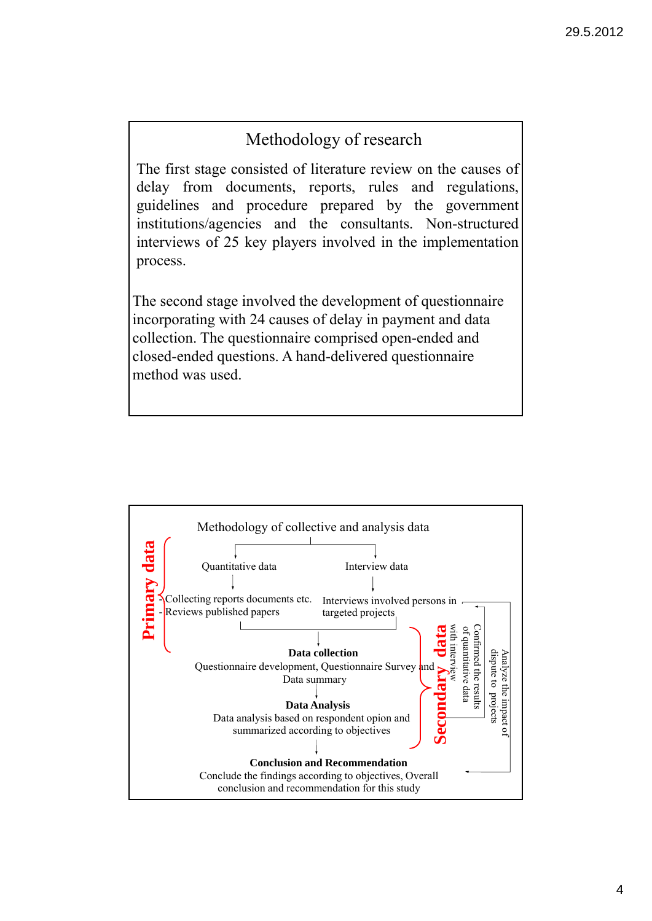## Methodology of research

The first stage consisted of literature review on the causes of delay from documents, reports, rules and regulations, guidelines and procedure prepared by the government institutions/agencies and the consultants. Non-structured interviews of 25 key players involved in the implementation process.

The second stage involved the development of questionnaire incorporating with 24 causes of delay in payment and data collection. The questionnaire comprised open-ended and closed-ended questions. A hand-delivered questionnaire method was used.

## Methodology of collective and analysis data

**Primary data**

- Quantitative data
  - Collecting reports documents etc.
  - Reviews published papers
- Interview data
  - Interviews involved persons in targeted projects

**Secondary data**

**Data collection**
Questionnaire development, Questionnaire Survey and Data summary

**Data Analysis**
Data analysis based on respondent opion and summarized according to objectives

**Conclusion and Recommendation**
Conclude the findings according to objectives, Overall conclusion and recommendation for this study

Confirmed the results of quantitative data with interview

Analyze the impact of dispute to projects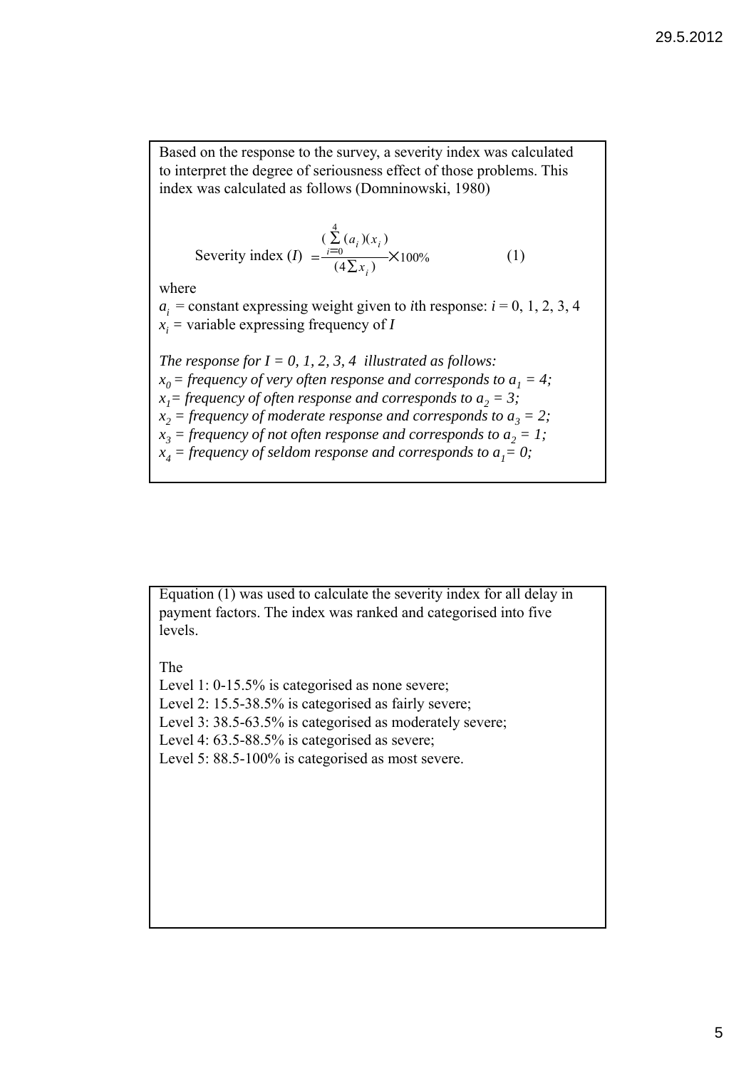Based on the response to the survey, a severity index was calculated to interpret the degree of seriousness effect of those problems. This index was calculated as follows (Domninowski, 1980)

$$\text{Severity index } (I) = \frac{\left(\sum_{i=0}^{4} (a_i)(x_i)\right)}{(4\sum x_i)} \times 100\% \qquad (1)$$

where

$a_i$ = constant expressing weight given to *i*th response: $i$ = 0, 1, 2, 3, 4

$x_i$ = variable expressing frequency of $I$

*The response for $I$ = 0, 1, 2, 3, 4 illustrated as follows:*

*$x_0$ = frequency of very often response and corresponds to $a_1 = 4$;*

*$x_1$= frequency of often response and corresponds to $a_2 = 3$;*

*$x_2$ = frequency of moderate response and corresponds to $a_3 = 2$;*

*$x_3$ = frequency of not often response and corresponds to $a_2 = 1$;*

*$x_4$ = frequency of seldom response and corresponds to $a_1$= 0;*

Equation (1) was used to calculate the severity index for all delay in payment factors. The index was ranked and categorised into five levels.

The

Level 1: 0-15.5% is categorised as none severe;

Level 2: 15.5-38.5% is categorised as fairly severe;

Level 3: 38.5-63.5% is categorised as moderately severe;

Level 4: 63.5-88.5% is categorised as severe;

Level 5: 88.5-100% is categorised as most severe.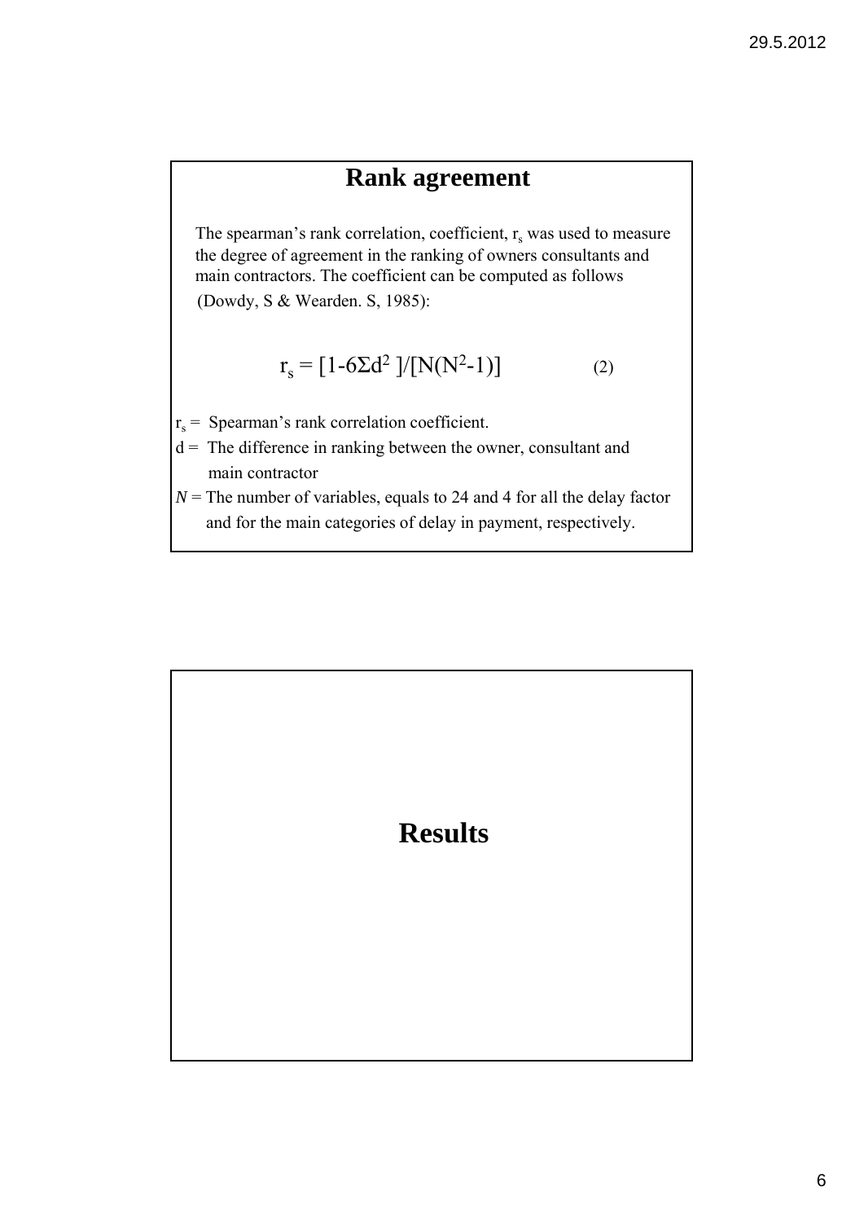## Rank agreement

The spearman's rank correlation, coefficient, $r_s$ was used to measure the degree of agreement in the ranking of owners consultants and main contractors. The coefficient can be computed as follows (Dowdy, S & Wearden. S, 1985):

$$r_s = [1-6\Sigma d^2]/[N(N^2-1)] \qquad (2)$$

$r_s$ = Spearman's rank correlation coefficient.

d = The difference in ranking between the owner, consultant and main contractor

*N* = The number of variables, equals to 24 and 4 for all the delay factor and for the main categories of delay in payment, respectively.

## Results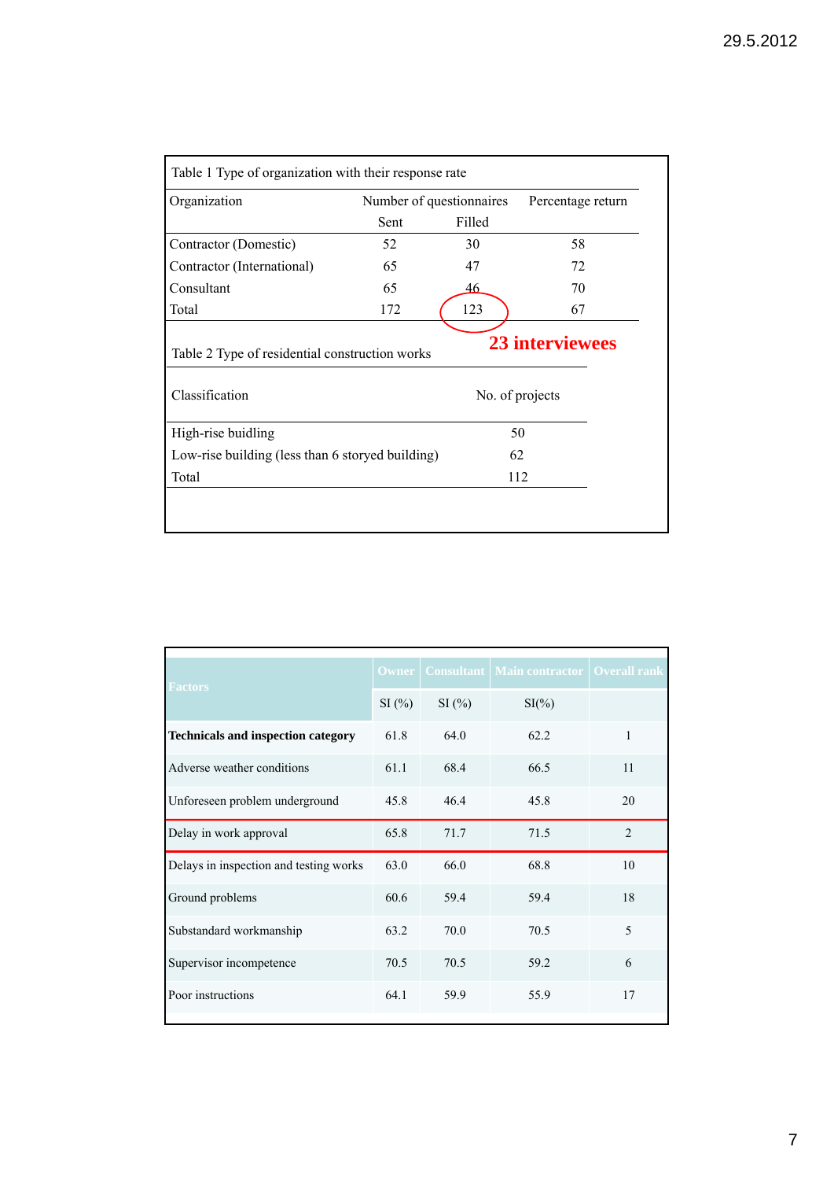Table 1 Type of organization with their response rate

| Organization | Number of questionnaires | | Percentage return |
|---|---|---|---|
| | Sent | Filled | |
| Contractor (Domestic) | 52 | 30 | 58 |
| Contractor (International) | 65 | 47 | 72 |
| Consultant | 65 | 46 | 70 |
| Total | 172 | 123 | 67 |

**23 interviewees**

Table 2 Type of residential construction works

| Classification | No. of projects |
|---|---|
| High-rise buidling | 50 |
| Low-rise building (less than 6 storyed building) | 62 |
| Total | 112 |

| Factors | Owner | Consultant | Main contractor | Overall rank |
|---|---|---|---|---|
| | SI (%) | SI (%) | SI(%) | |
| **Technicals and inspection category** | 61.8 | 64.0 | 62.2 | 1 |
| Adverse weather conditions | 61.1 | 68.4 | 66.5 | 11 |
| Unforeseen problem underground | 45.8 | 46.4 | 45.8 | 20 |
| Delay in work approval | 65.8 | 71.7 | 71.5 | 2 |
| Delays in inspection and testing works | 63.0 | 66.0 | 68.8 | 10 |
| Ground problems | 60.6 | 59.4 | 59.4 | 18 |
| Substandard workmanship | 63.2 | 70.0 | 70.5 | 5 |
| Supervisor incompetence | 70.5 | 70.5 | 59.2 | 6 |
| Poor instructions | 64.1 | 59.9 | 55.9 | 17 |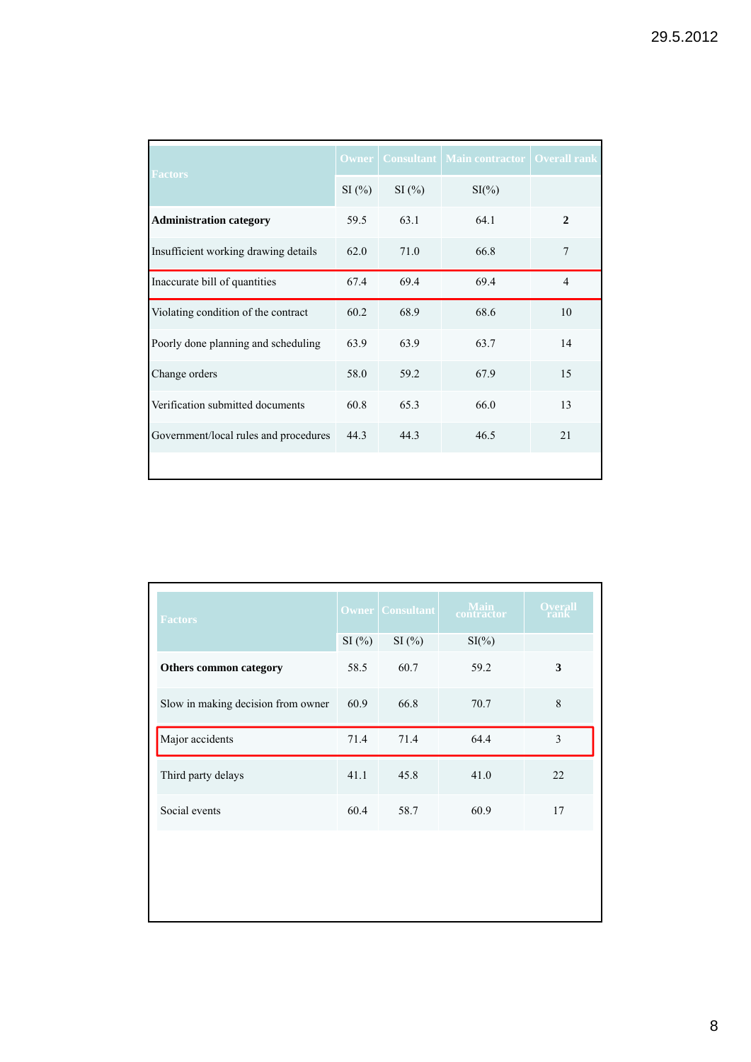| Factors | Owner | Consultant | Main contractor | Overall rank |
|---|---|---|---|---|
| | SI (%) | SI (%) | SI(%) | |
| **Administration category** | 59.5 | 63.1 | 64.1 | **2** |
| Insufficient working drawing details | 62.0 | 71.0 | 66.8 | 7 |
| Inaccurate bill of quantities | 67.4 | 69.4 | 69.4 | 4 |
| Violating condition of the contract | 60.2 | 68.9 | 68.6 | 10 |
| Poorly done planning and scheduling | 63.9 | 63.9 | 63.7 | 14 |
| Change orders | 58.0 | 59.2 | 67.9 | 15 |
| Verification submitted documents | 60.8 | 65.3 | 66.0 | 13 |
| Government/local rules and procedures | 44.3 | 44.3 | 46.5 | 21 |

| Factors | Owner | Consultant | Main contractor | Overall rank |
|---|---|---|---|---|
| | SI (%) | SI (%) | SI(%) | |
| **Others common category** | 58.5 | 60.7 | 59.2 | **3** |
| Slow in making decision from owner | 60.9 | 66.8 | 70.7 | 8 |
| Major accidents | 71.4 | 71.4 | 64.4 | 3 |
| Third party delays | 41.1 | 45.8 | 41.0 | 22 |
| Social events | 60.4 | 58.7 | 60.9 | 17 |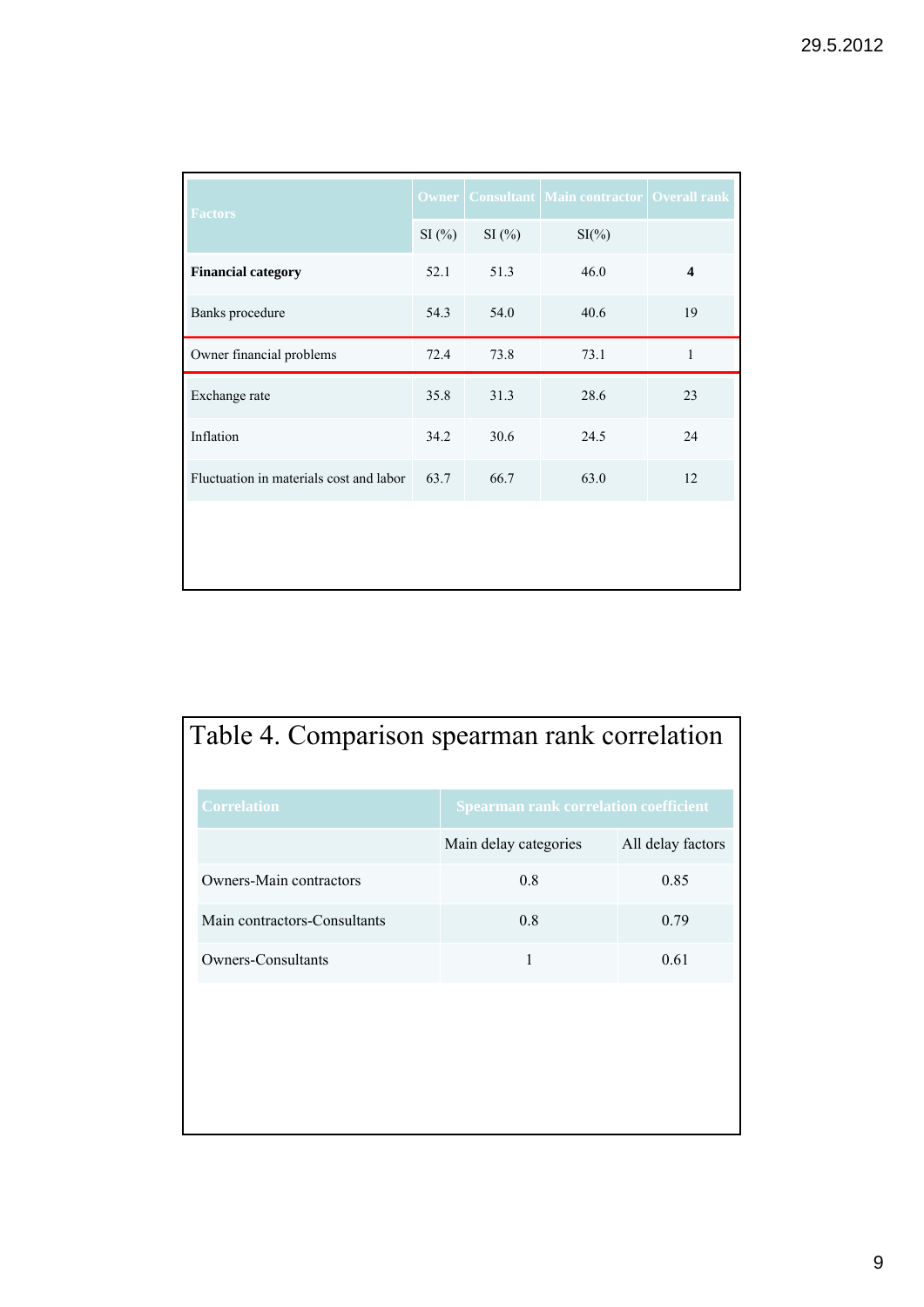| Factors | Owner | Consultant | Main contractor | Overall rank |
|---|---|---|---|---|
| | SI (%) | SI (%) | SI(%) | |
| **Financial category** | 52.1 | 51.3 | 46.0 | **4** |
| Banks procedure | 54.3 | 54.0 | 40.6 | 19 |
| Owner financial problems | 72.4 | 73.8 | 73.1 | 1 |
| Exchange rate | 35.8 | 31.3 | 28.6 | 23 |
| Inflation | 34.2 | 30.6 | 24.5 | 24 |
| Fluctuation in materials cost and labor | 63.7 | 66.7 | 63.0 | 12 |

# Table 4. Comparison spearman rank correlation

| Correlation | Spearman rank correlation coefficient | |
|---|---|---|
| | Main delay categories | All delay factors |
| Owners-Main contractors | 0.8 | 0.85 |
| Main contractors-Consultants | 0.8 | 0.79 |
| Owners-Consultants | 1 | 0.61 |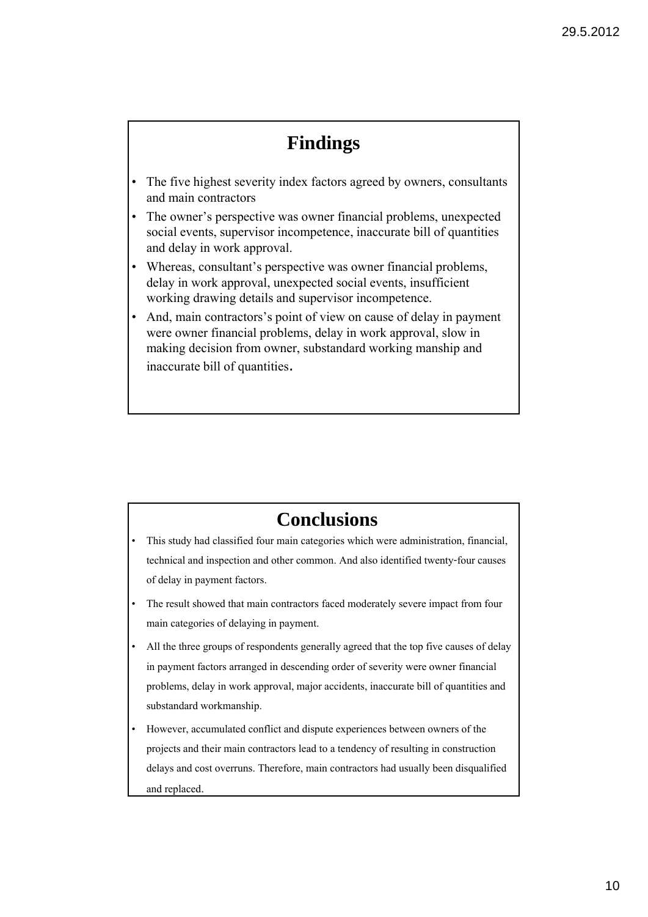## Findings

- The five highest severity index factors agreed by owners, consultants and main contractors
- The owner's perspective was owner financial problems, unexpected social events, supervisor incompetence, inaccurate bill of quantities and delay in work approval.
- Whereas, consultant's perspective was owner financial problems, delay in work approval, unexpected social events, insufficient working drawing details and supervisor incompetence.
- And, main contractors's point of view on cause of delay in payment were owner financial problems, delay in work approval, slow in making decision from owner, substandard working manship and inaccurate bill of quantities.

## Conclusions

- This study had classified four main categories which were administration, financial, technical and inspection and other common. And also identified twenty-four causes of delay in payment factors.
- The result showed that main contractors faced moderately severe impact from four main categories of delaying in payment.
- All the three groups of respondents generally agreed that the top five causes of delay in payment factors arranged in descending order of severity were owner financial problems, delay in work approval, major accidents, inaccurate bill of quantities and substandard workmanship.
- However, accumulated conflict and dispute experiences between owners of the projects and their main contractors lead to a tendency of resulting in construction delays and cost overruns. Therefore, main contractors had usually been disqualified and replaced.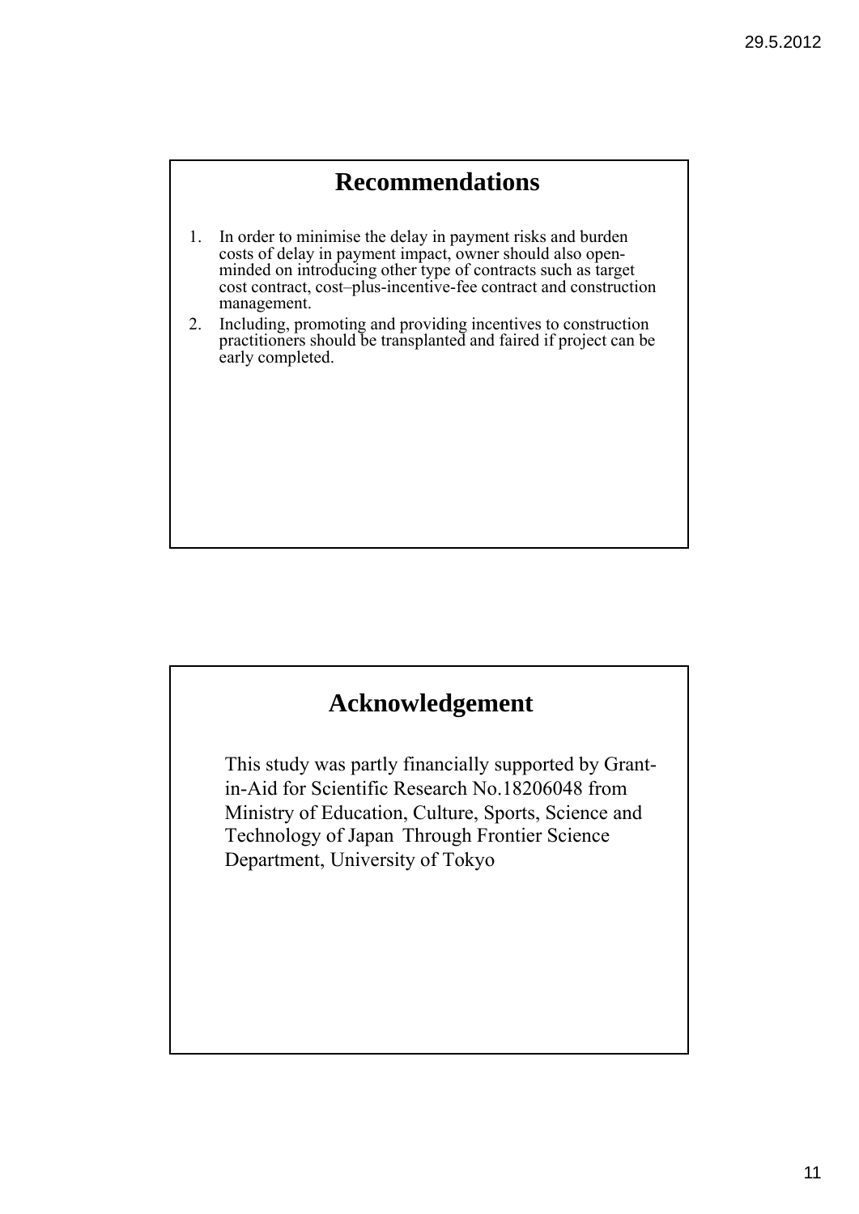## Recommendations

1. In order to minimise the delay in payment risks and burden costs of delay in payment impact, owner should also open-minded on introducing other type of contracts such as target cost contract, cost–plus-incentive-fee contract and construction management.
2. Including, promoting and providing incentives to construction practitioners should be transplanted and faired if project can be early completed.

## Acknowledgement

This study was partly financially supported by Grant-in-Aid for Scientific Research No.18206048 from Ministry of Education, Culture, Sports, Science and Technology of Japan Through Frontier Science Department, University of Tokyo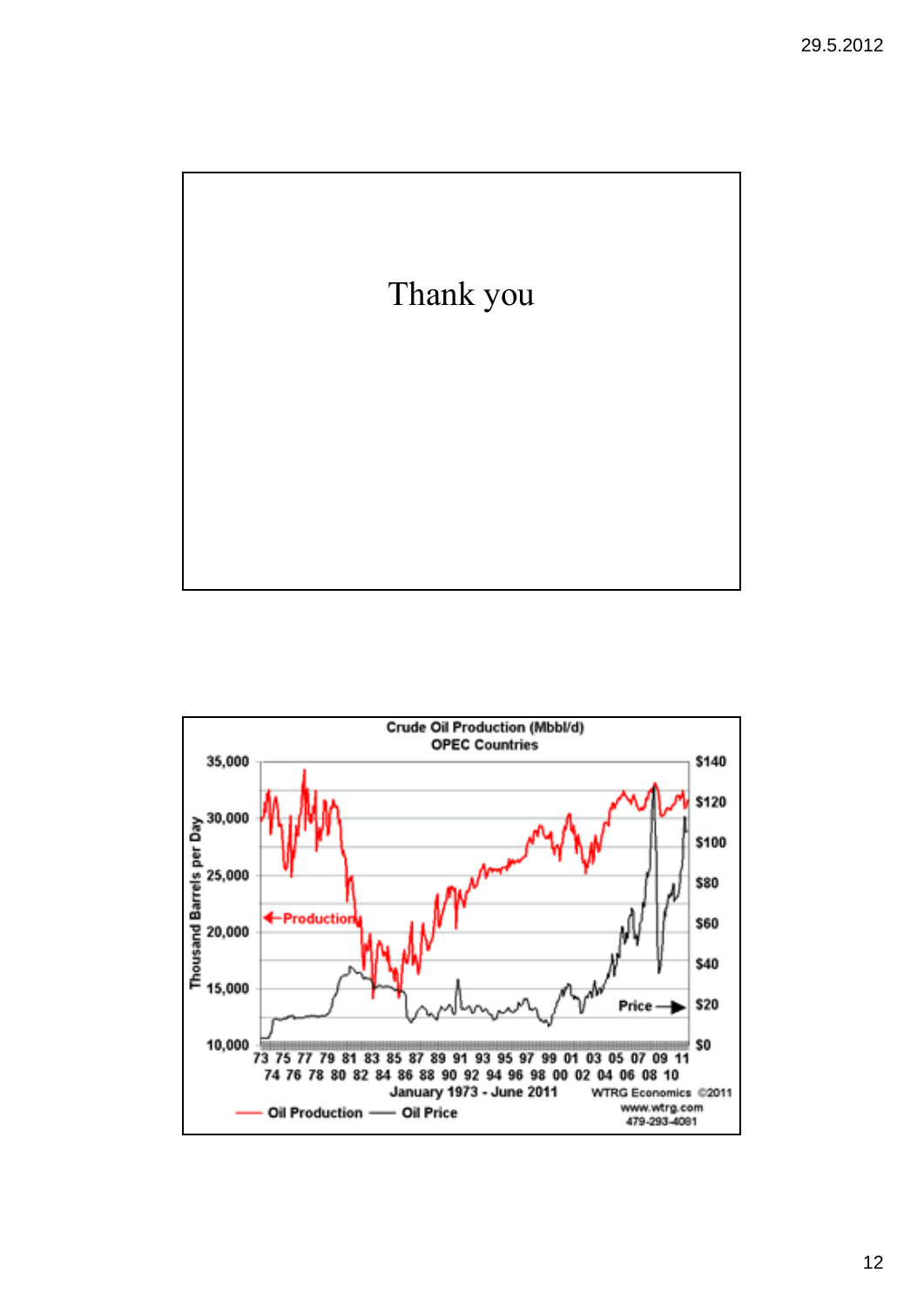Thank you

Crude Oil Production (Mbbl/d)
OPEC Countries

Thousand Barrels per Day

35,000
30,000
25,000
20,000
15,000
10,000

$140
$120
$100
$80
$60
$40
$20
$0

←Production

Price →

73 75 77 79 81 83 85 87 89 91 93 95 97 99 01 03 05 07 09 11
74 76 78 80 82 84 86 88 90 92 94 96 98 00 02 04 06 08 10

January 1973 - June 2011

WTRG Economics ©2011
www.wtrg.com
479-293-4081

Oil Production — Oil Price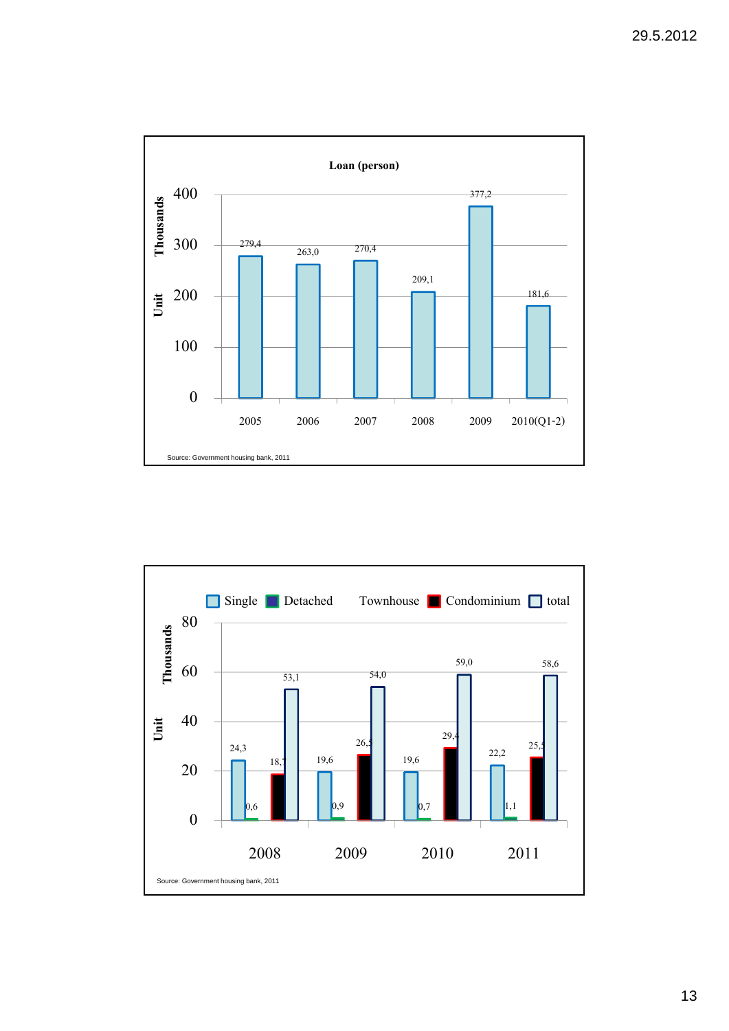Loan (person)

Thousands

Unit

400
300
200
100
0

279,4
263,0
270,4
209,1
377,2
181,6

2005
2006
2007
2008
2009
2010(Q1-2)

Source: Government housing bank, 2011

Single Detached Townhouse Condominium total

Thousands

Unit

80
60
40
20
0

24,3
0,6
18,7
53,1
19,6
0,9
26,5
54,0
19,6
0,7
29,4
59,0
22,2
1,1
25,5
58,6

2008
2009
2010
2011

Source: Government housing bank, 2011